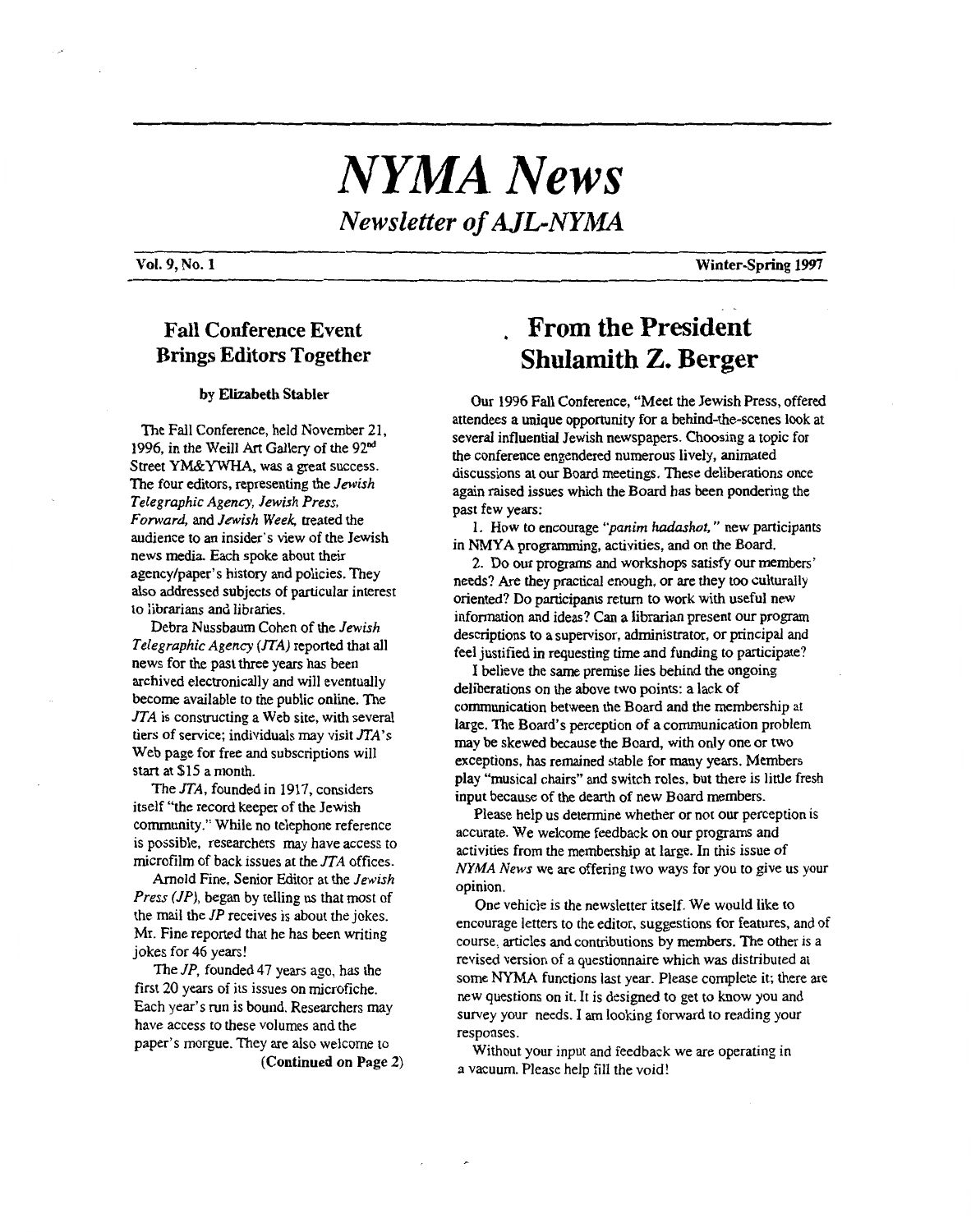# NYMA News

*Newsletter of AJL-NYMA*

**Vol. 9, No. 1** **Winter-Spring 1997**

## Fall Conference Event Brings Editors Together

**by Elizabeth Stabler**

The Fall Conference, held November 21, 1996, in the Weill Art Gallery of the 92nd Street YM&YWHA, was a great success. The four editors, representing the *Jewish Telegraphic Agency, Jewish Press, Forward,* and *Jewish Week,* treated the audience to an insider's view of the Jewish news media. Each spoke about their agency/paper's history and policies. They also addressed subjects of particular interest to librarians and libraries.

Debra Nussbaum Cohen of the *Jewish Telegraphic Agency (JTA)* reported that all news for the past three years has been archived electronically and will eventually become available to the public online. The *JTA* is constructing a Web site, with several tiers of service; individuals may visit *JTA*'s Web page for free and subscriptions will start at $15 a month.

The *JTA*, founded in 1917, considers itself "the record keeper of the Jewish community." While no telephone reference is possible, researchers may have access to microfilm of back issues at the *JTA* offices.

Arnold Fine, Senior Editor at the *Jewish Press (JP)*, began by telling us that most of the mail the *JP* receives is about the jokes. Mr. Fine reported that he has been writing jokes for 46 years!

The *JP*, founded 47 years ago, has the first 20 years of its issues on microfiche. Each year's run is bound. Researchers may have access to these volumes and the paper's morgue. They are also welcome to

**(Continued on Page 2)**

## From the President Shulamith Z. Berger

Our 1996 Fall Conference, "Meet the Jewish Press, offered attendees a unique opportunity for a behind-the-scenes look at several influential Jewish newspapers. Choosing a topic for the conference engendered numerous lively, animated discussions at our Board meetings. These deliberations once again raised issues which the Board has been pondering the past few years:

1. How to encourage *"panim hadashot,"* new participants in NMYA programming, activities, and on the Board.
2. Do our programs and workshops satisfy our members' needs? Are they practical enough, or are they too culturally oriented? Do participants return to work with useful new information and ideas? Can a librarian present our program descriptions to a supervisor, administrator, or principal and feel justified in requesting time and funding to participate?

I believe the same premise lies behind the ongoing deliberations on the above two points: a lack of communication between the Board and the membership at large. The Board's perception of a communication problem may be skewed because the Board, with only one or two exceptions, has remained stable for many years. Members play "musical chairs" and switch roles, but there is little fresh input because of the dearth of new Board members.

Please help us determine whether or not our perception is accurate. We welcome feedback on our programs and activities from the membership at large. In this issue of *NYMA News* we are offering two ways for you to give us your opinion.

One vehicle is the newsletter itself. We would like to encourage letters to the editor, suggestions for features, and of course, articles and contributions by members. The other is a revised version of a questionnaire which was distributed at some NYMA functions last year. Please complete it; there are new questions on it. It is designed to get to know you and survey your needs. I am looking forward to reading your responses.

Without your input and feedback we are operating in a vacuum. Please help fill the void!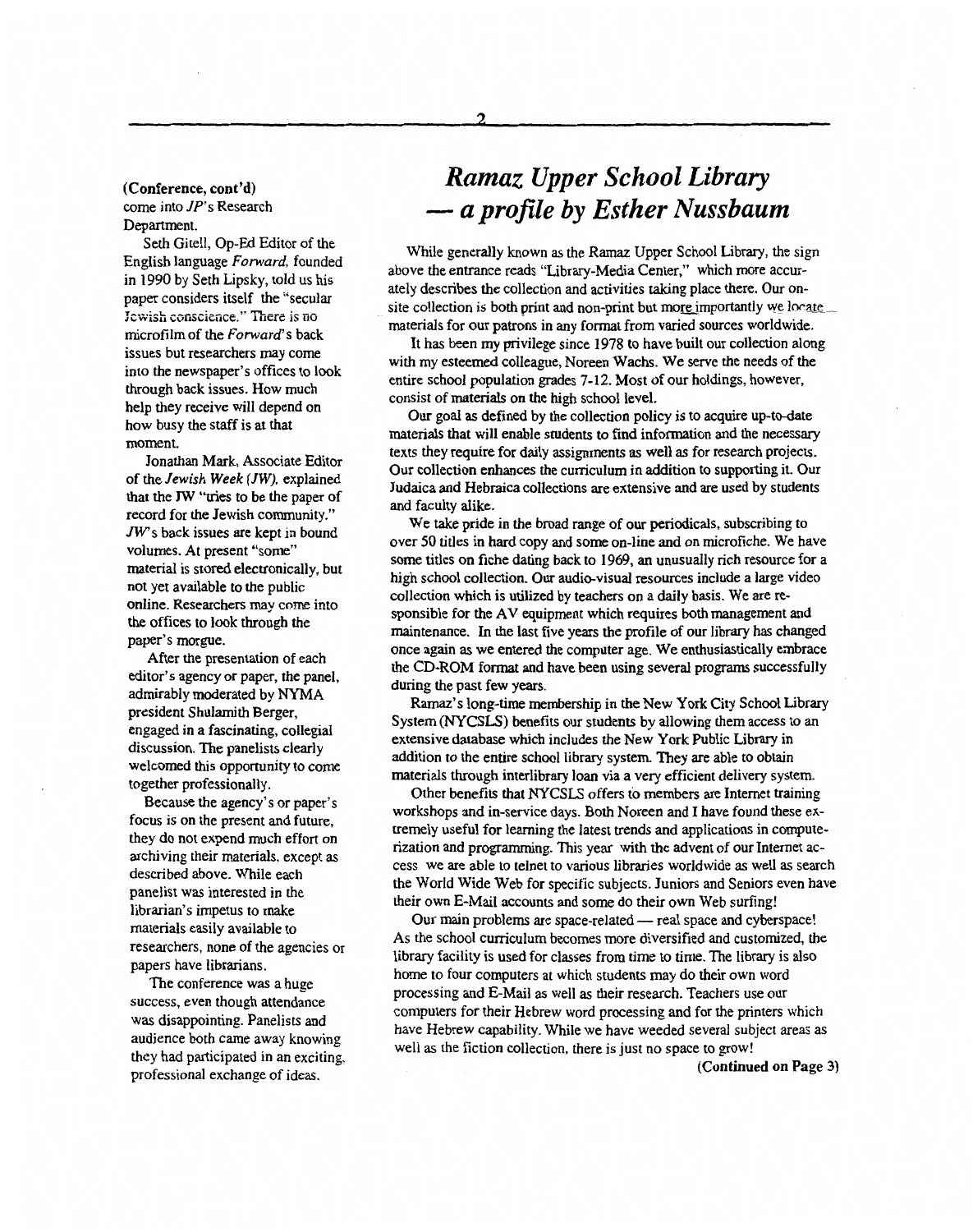**(Conference, cont'd)**
come into *JP*'s Research Department.

Seth Gitell, Op-Ed Editor of the English language *Forward*, founded in 1990 by Seth Lipsky, told us his paper considers itself the "secular Jewish conscience." There is no microfilm of the *Forward*'s back issues but researchers may come into the newspaper's offices to look through back issues. How much help they receive will depend on how busy the staff is at that moment.

Jonathan Mark, Associate Editor of the *Jewish Week (JW)*, explained that the JW "tries to be the paper of record for the Jewish community." *JW*'s back issues are kept in bound volumes. At present "some" material is stored electronically, but not yet available to the public online. Researchers may come into the offices to look through the paper's morgue.

After the presentation of each editor's agency or paper, the panel, admirably moderated by NYMA president Shulamith Berger, engaged in a fascinating, collegial discussion. The panelists clearly welcomed this opportunity to come together professionally.

Because the agency's or paper's focus is on the present and future, they do not expend much effort on archiving their materials, except as described above. While each panelist was interested in the librarian's impetus to make materials easily available to researchers, none of the agencies or papers have librarians.

The conference was a huge success, even though attendance was disappointing. Panelists and audience both came away knowing they had participated in an exciting, professional exchange of ideas.

# *Ramaz Upper School Library — a profile by Esther Nussbaum*

While generally known as the Ramaz Upper School Library, the sign above the entrance reads "Library-Media Center," which more accurately describes the collection and activities taking place there. Our on-site collection is both print and non-print but more importantly we locate materials for our patrons in any format from varied sources worldwide.

It has been my privilege since 1978 to have built our collection along with my esteemed colleague, Noreen Wachs. We serve the needs of the entire school population grades 7-12. Most of our holdings, however, consist of materials on the high school level.

Our goal as defined by the collection policy is to acquire up-to-date materials that will enable students to find information and the necessary texts they require for daily assignments as well as for research projects. Our collection enhances the curriculum in addition to supporting it. Our Judaica and Hebraica collections are extensive and are used by students and faculty alike.

We take pride in the broad range of our periodicals, subscribing to over 50 titles in hard copy and some on-line and on microfiche. We have some titles on fiche dating back to 1969, an unusually rich resource for a high school collection. Our audio-visual resources include a large video collection which is utilized by teachers on a daily basis. We are responsible for the AV equipment which requires both management and maintenance. In the last five years the profile of our library has changed once again as we entered the computer age. We enthusiastically embrace the CD-ROM format and have been using several programs successfully during the past few years.

Ramaz's long-time membership in the New York City School Library System (NYCSLS) benefits our students by allowing them access to an extensive database which includes the New York Public Library in addition to the entire school library system. They are able to obtain materials through interlibrary loan via a very efficient delivery system.

Other benefits that NYCSLS offers to members are Internet training workshops and in-service days. Both Noreen and I have found these extremely useful for learning the latest trends and applications in computerization and programming. This year with the advent of our Internet access we are able to telnet to various libraries worldwide as well as search the World Wide Web for specific subjects. Juniors and Seniors even have their own E-Mail accounts and some do their own Web surfing!

Our main problems are space-related — real space and cyberspace! As the school curriculum becomes more diversified and customized, the library facility is used for classes from time to time. The library is also home to four computers at which students may do their own word processing and E-Mail as well as their research. Teachers use our computers for their Hebrew word processing and for the printers which have Hebrew capability. While we have weeded several subject areas as well as the fiction collection, there is just no space to grow!

**(Continued on Page 3)**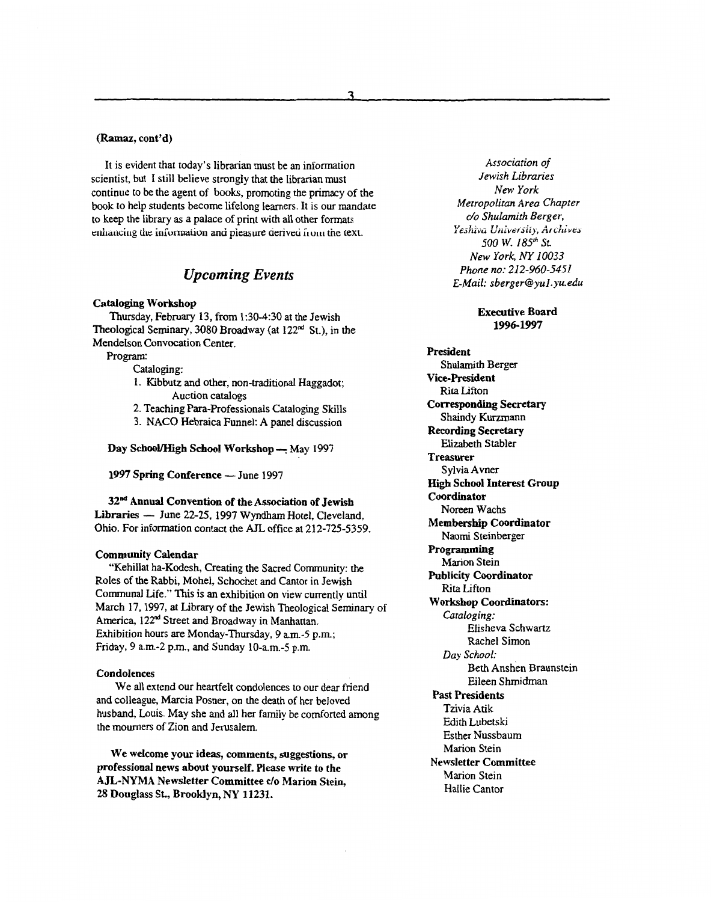**(Ramaz, cont'd)**

It is evident that today's librarian must be an information scientist, but I still believe strongly that the librarian must continue to be the agent of books, promoting the primacy of the book to help students become lifelong learners. It is our mandate to keep the library as a palace of print with all other formats enhancing the information and pleasure derived from the text.

## *Upcoming Events*

**Cataloging Workshop**

Thursday, February 13, from 1:30-4:30 at the Jewish Theological Seminary, 3080 Broadway (at 122nd St.), in the Mendelson Convocation Center.

Program:

Cataloging:

1. Kibbutz and other, non-traditional Haggadot; Auction catalogs
2. Teaching Para-Professionals Cataloging Skills
3. NACO Hebraica Funnel: A panel discussion

**Day School/High School Workshop** — May 1997

**1997 Spring Conference** — June 1997

**32nd Annual Convention of the Association of Jewish Libraries** — June 22-25, 1997 Wyndham Hotel, Cleveland, Ohio. For information contact the AJL office at 212-725-5359.

**Community Calendar**

"Kehillat ha-Kodesh, Creating the Sacred Community: the Roles of the Rabbi, Mohel, Schochet and Cantor in Jewish Communal Life." This is an exhibition on view currently until March 17, 1997, at Library of the Jewish Theological Seminary of America, 122nd Street and Broadway in Manhattan. Exhibition hours are Monday-Thursday, 9 a.m.-5 p.m.; Friday, 9 a.m.-2 p.m., and Sunday 10-a.m.-5 p.m.

**Condolences**

We all extend our heartfelt condolences to our dear friend and colleague, Marcia Posner, on the death of her beloved husband, Louis. May she and all her family be comforted among the mourners of Zion and Jerusalem.

**We welcome your ideas, comments, suggestions, or professional news about yourself. Please write to the AJL-NYMA Newsletter Committee c/o Marion Stein, 28 Douglass St., Brooklyn, NY 11231.**

*Association of*
*Jewish Libraries*
*New York*
*Metropolitan Area Chapter*
*c/o Shulamith Berger,*
*Yeshiva University, Archives*
*500 W. 185th St.*
*New York, NY 10033*
*Phone no: 212-960-5451*
*E-Mail: sberger@yu1.yu.edu*

**Executive Board**
**1996-1997**

**President**
Shulamith Berger

**Vice-President**
Rita Lifton

**Corresponding Secretary**
Shaindy Kurzmann

**Recording Secretary**
Elizabeth Stabler

**Treasurer**
Sylvia Avner

**High School Interest Group Coordinator**
Noreen Wachs

**Membership Coordinator**
Naomi Steinberger

**Programming**
Marion Stein

**Publicity Coordinator**
Rita Lifton

**Workshop Coordinators:**

*Cataloging:*
Elisheva Schwartz
Rachel Simon

*Day School:*
Beth Anshen Braunstein
Eileen Shmidman

**Past Presidents**
Tzivia Atik
Edith Lubetski
Esther Nussbaum
Marion Stein

**Newsletter Committee**
Marion Stein
Hallie Cantor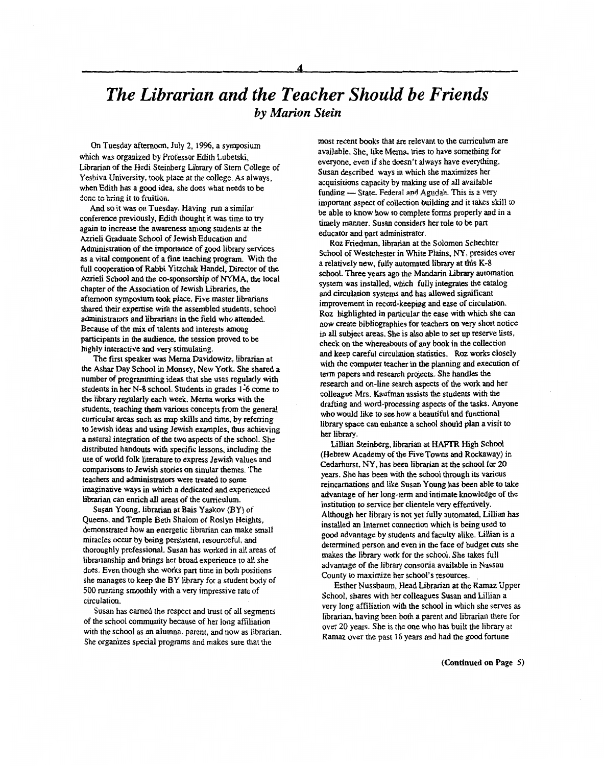# *The Librarian and the Teacher Should be Friends*

### *by Marion Stein*

On Tuesday afternoon, July 2, 1996, a symposium which was organized by Professor Edith Lubetski, Librarian of the Hedi Steinberg Library of Stern College of Yeshiva University, took place at the college. As always, when Edith has a good idea, she does what needs to be done to bring it to fruition.

And so it was on Tuesday. Having run a similar conference previously, Edith thought it was time to try again to increase the awareness among students at the Azrieli Graduate School of Jewish Education and Administration of the importance of good library services as a vital component of a fine teaching program. With the full cooperation of Rabbi Yitzchak Handel, Director of the Azrieli School and the co-sponsorship of NYMA, the local chapter of the Association of Jewish Libraries, the afternoon symposium took place. Five master librarians shared their expertise with the assembled students, school administrators and librarians in the field who attended. Because of the mix of talents and interests among participants in the audience, the session proved to be highly interactive and very stimulating.

The first speaker was Merna Davidowitz, librarian at the Ashar Day School in Monsey, New York. She shared a number of programming ideas that she uses regularly with students in her N-8 school. Students in grades 1-6 come to the library regularly each week. Merna works with the students, teaching them various concepts from the general curricular areas such as map skills and time, by referring to Jewish ideas and using Jewish examples, thus achieving a natural integration of the two aspects of the school. She distributed handouts with specific lessons, including the use of world folk literature to express Jewish values and comparisons to Jewish stories on similar themes. The teachers and administrators were treated to some imaginative ways in which a dedicated and experienced librarian can enrich all areas of the curriculum.

Susan Young, librarian at Bais Yaakov (BY) of Queens, and Temple Beth Shalom of Roslyn Heights, demonstrated how an energetic librarian can make small miracles occur by being persistent, resourceful, and thoroughly professional. Susan has worked in all areas of librarianship and brings her broad experience to all she does. Even though she works part time in both positions she manages to keep the BY library for a student body of 500 running smoothly with a very impressive rate of circulation.

Susan has earned the respect and trust of all segments of the school community because of her long affiliation with the school as an alumna, parent, and now as librarian. She organizes special programs and makes sure that the most recent books that are relevant to the curriculum are available. She, like Merna, tries to have something for everyone, even if she doesn't always have everything. Susan described ways in which she maximizes her acquisitions capacity by making use of all available funding — State, Federal and Agudah. This is a very important aspect of collection building and it takes skill to be able to know how to complete forms properly and in a timely manner. Susan considers her role to be part educator and part administrator.

Roz Friedman, librarian at the Solomon Schechter School of Westchester in White Plains, NY, presides over a relatively new, fully automated library at this K-8 school. Three years ago the Mandarin Library automation system was installed, which fully integrates the catalog and circulation systems and has allowed significant improvement in record-keeping and ease of circulation. Roz highlighted in particular the ease with which she can now create bibliographies for teachers on very short notice in all subject areas. She is also able to set up reserve lists, check on the whereabouts of any book in the collection and keep careful circulation statistics. Roz works closely with the computer teacher in the planning and execution of term papers and research projects. She handles the research and on-line search aspects of the work and her colleague Mrs. Kaufman assists the students with the drafting and word-processing aspects of the tasks. Anyone who would like to see how a beautiful and functional library space can enhance a school should plan a visit to her library.

Lillian Steinberg, librarian at HAFTR High School (Hebrew Academy of the Five Towns and Rockaway) in Cedarhurst, NY, has been librarian at the school for 20 years. She has been with the school through its various reincarnations and like Susan Young has been able to take advantage of her long-term and intimate knowledge of the institution to service her clientele very effectively. Although her library is not yet fully automated, Lillian has installed an Internet connection which is being used to good advantage by students and faculty alike. Lillian is a determined person and even in the face of budget cuts she makes the library work for the school. She takes full advantage of the library consortia available in Nassau County to maximize her school's resources.

Esther Nussbaum, Head Librarian at the Ramaz Upper School, shares with her colleagues Susan and Lillian a very long affiliation with the school in which she serves as librarian, having been both a parent and librarian there for over 20 years. She is the one who has built the library at Ramaz over the past 16 years and had the good fortune

**(Continued on Page 5)**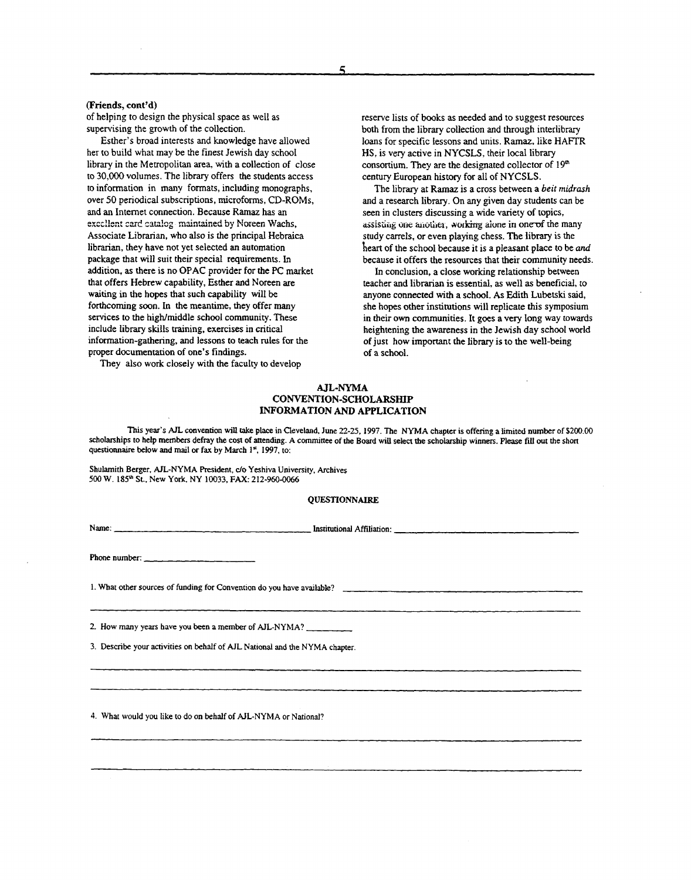**(Friends, cont'd)**

of helping to design the physical space as well as supervising the growth of the collection.

Esther's broad interests and knowledge have allowed her to build what may be the finest Jewish day school library in the Metropolitan area, with a collection of close to 30,000 volumes. The library offers the students access to information in many formats, including monographs, over 50 periodical subscriptions, microforms, CD-ROMs, and an Internet connection. Because Ramaz has an excellent card catalog maintained by Noreen Wachs, Associate Librarian, who also is the principal Hebraica librarian, they have not yet selected an automation package that will suit their special requirements. In addition, as there is no OPAC provider for the PC market that offers Hebrew capability, Esther and Noreen are waiting in the hopes that such capability will be forthcoming soon. In the meantime, they offer many services to the high/middle school community. These include library skills training, exercises in critical information-gathering, and lessons to teach rules for the proper documentation of one's findings.

They also work closely with the faculty to develop reserve lists of books as needed and to suggest resources both from the library collection and through interlibrary loans for specific lessons and units. Ramaz, like HAFTR HS, is very active in NYCSLS, their local library consortium. They are the designated collector of 19th century European history for all of NYCSLS.

The library at Ramaz is a cross between a *beit midrash* and a research library. On any given day students can be seen in clusters discussing a wide variety of topics, assisting one another, working alone in one of the many study carrels, or even playing chess. The library is the heart of the school because it is a pleasant place to be *and* because it offers the resources that their community needs.

In conclusion, a close working relationship between teacher and librarian is essential, as well as beneficial, to anyone connected with a school. As Edith Lubetski said, she hopes other institutions will replicate this symposium in their own communities. It goes a very long way towards heightening the awareness in the Jewish day school world of just how important the library is to the well-being of a school.

## AJL-NYMA CONVENTION-SCHOLARSHIP INFORMATION AND APPLICATION

This year's AJL convention will take place in Cleveland, June 22-25, 1997. The NYMA chapter is offering a limited number of $200.00 scholarships to help members defray the cost of attending. A committee of the Board will select the scholarship winners. Please fill out the short questionnaire below and mail or fax by March 1st, 1997, to:

Shulamith Berger, AJL-NYMA President, c/o Yeshiva University, Archives
500 W. 185th St., New York, NY 10033, FAX: 212-960-0066

### QUESTIONNAIRE

Name: ______________________ Institutional Affiliation: ______________________

Phone number: ______________________

1. What other sources of funding for Convention do you have available? ______________________

______________________________________________

2. How many years have you been a member of AJL-NYMA? __________

3. Describe your activities on behalf of AJL National and the NYMA chapter.

______________________________________________

______________________________________________

4. What would you like to do on behalf of AJL-NYMA or National?

______________________________________________

______________________________________________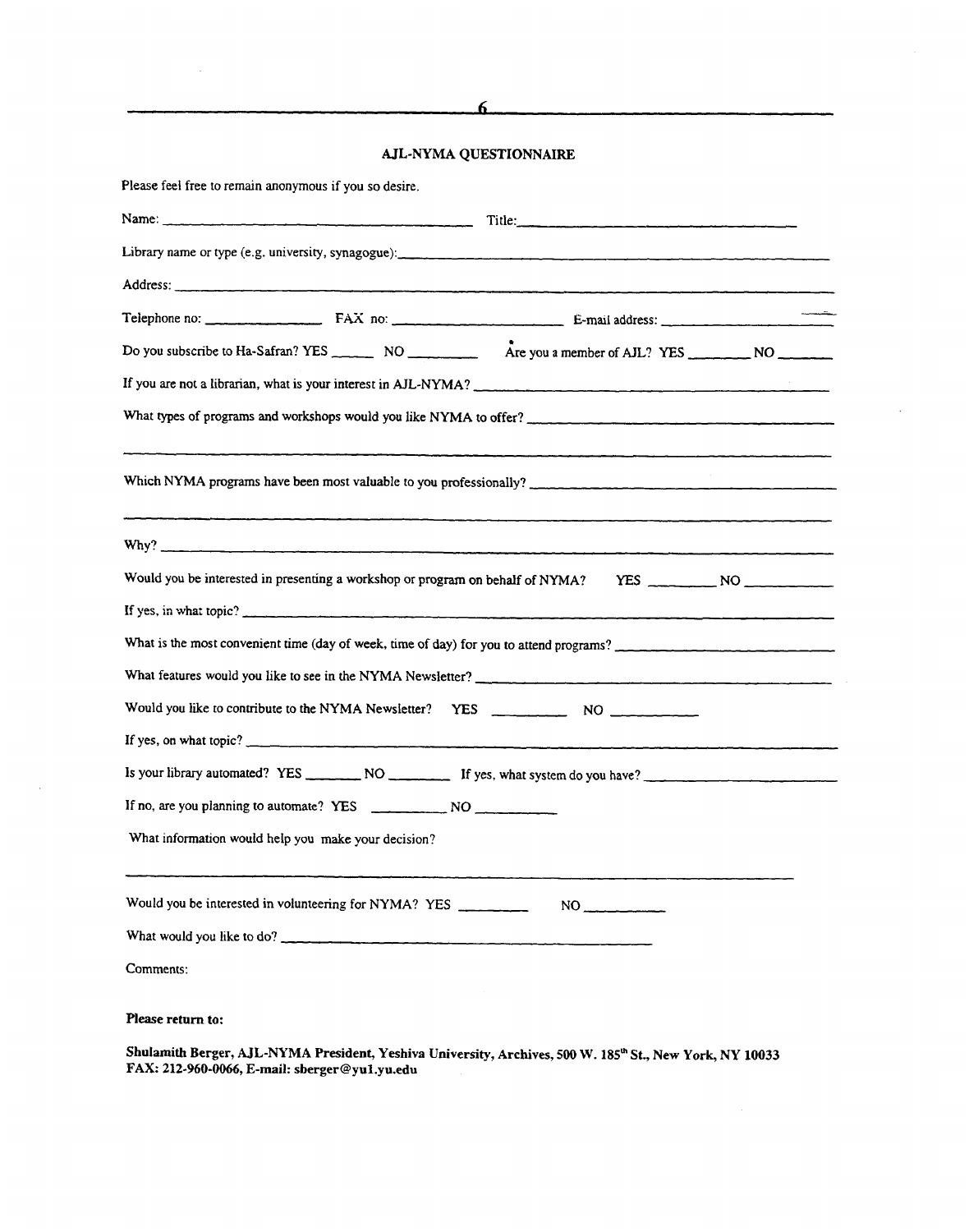## AJL-NYMA QUESTIONNAIRE

Please feel free to remain anonymous if you so desire.

Name: ______________________________ Title: ______________________________

Library name or type (e.g. university, synagogue): ______________________________

Address: ______________________________

Telephone no: ____________ FAX no: ______________ E-mail address: ______________

Do you subscribe to Ha-Safran? YES ______ NO ________ Are you a member of AJL? YES ________ NO _______

If you are not a librarian, what is your interest in AJL-NYMA? ______________________________

What types of programs and workshops would you like NYMA to offer? ______________________________

______________________________

Which NYMA programs have been most valuable to you professionally? ______________________________

______________________________

Why? ______________________________

Would you be interested in presenting a workshop or program on behalf of NYMA? YES ________ NO ___________

If yes, in what topic? ______________________________

What is the most convenient time (day of week, time of day) for you to attend programs? ______________________________

What features would you like to see in the NYMA Newsletter? ______________________________

Would you like to contribute to the NYMA Newsletter? YES _________ NO ___________

If yes, on what topic? ______________________________

Is your library automated? YES _______ NO ________ If yes, what system do you have? ______________________________

If no, are you planning to automate? YES _________ NO __________

What information would help you make your decision?

______________________________

Would you be interested in volunteering for NYMA? YES _________ NO __________

What would you like to do? ______________________________

Comments:

**Please return to:**

**Shulamith Berger, AJL-NYMA President, Yeshiva University, Archives, 500 W. 185th St., New York, NY 10033**
**FAX: 212-960-0066, E-mail: sberger@yu1.yu.edu**